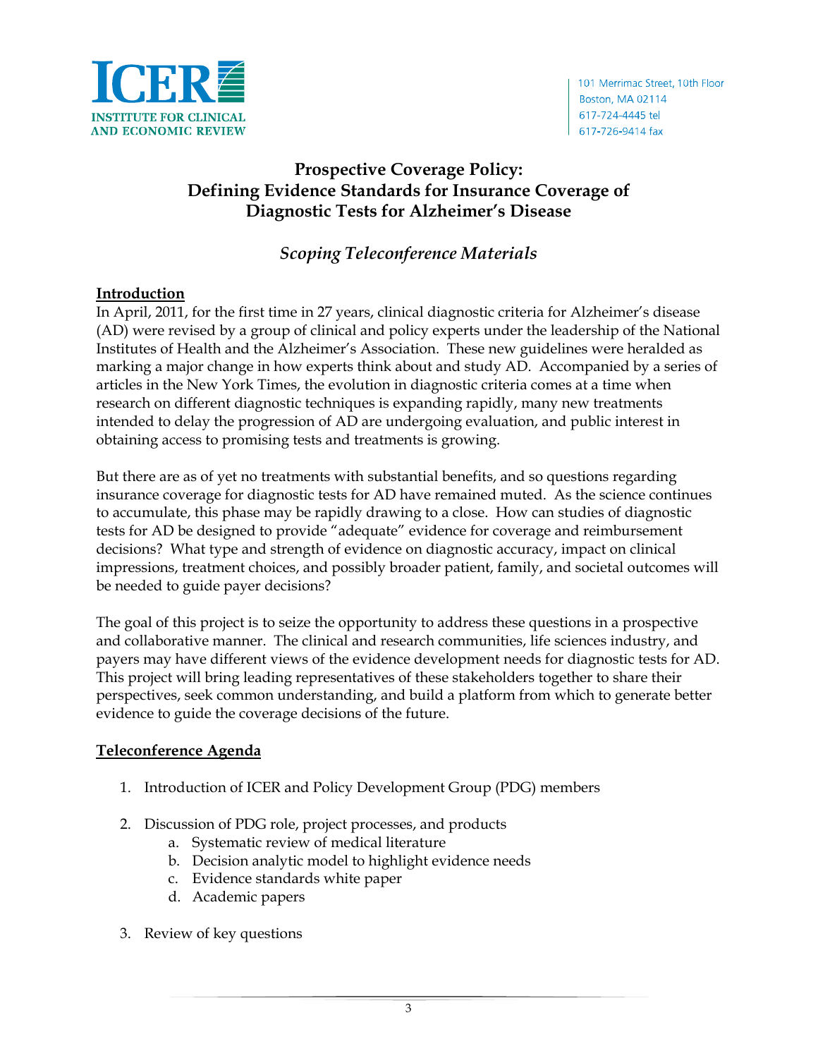ICER

INSTITUTE FOR CLINICAL AND ECONOMIC REVIEW

101 Merrimac Street, 10th Floor
Boston, MA 02114
617-724-4445 tel
617-726-9414 fax

# Prospective Coverage Policy: Defining Evidence Standards for Insurance Coverage of Diagnostic Tests for Alzheimer's Disease

## *Scoping Teleconference Materials*

### Introduction

In April, 2011, for the first time in 27 years, clinical diagnostic criteria for Alzheimer's disease (AD) were revised by a group of clinical and policy experts under the leadership of the National Institutes of Health and the Alzheimer's Association. These new guidelines were heralded as marking a major change in how experts think about and study AD. Accompanied by a series of articles in the New York Times, the evolution in diagnostic criteria comes at a time when research on different diagnostic techniques is expanding rapidly, many new treatments intended to delay the progression of AD are undergoing evaluation, and public interest in obtaining access to promising tests and treatments is growing.

But there are as of yet no treatments with substantial benefits, and so questions regarding insurance coverage for diagnostic tests for AD have remained muted. As the science continues to accumulate, this phase may be rapidly drawing to a close. How can studies of diagnostic tests for AD be designed to provide "adequate" evidence for coverage and reimbursement decisions? What type and strength of evidence on diagnostic accuracy, impact on clinical impressions, treatment choices, and possibly broader patient, family, and societal outcomes will be needed to guide payer decisions?

The goal of this project is to seize the opportunity to address these questions in a prospective and collaborative manner. The clinical and research communities, life sciences industry, and payers may have different views of the evidence development needs for diagnostic tests for AD. This project will bring leading representatives of these stakeholders together to share their perspectives, seek common understanding, and build a platform from which to generate better evidence to guide the coverage decisions of the future.

### Teleconference Agenda

1. Introduction of ICER and Policy Development Group (PDG) members

2. Discussion of PDG role, project processes, and products
   a. Systematic review of medical literature
   b. Decision analytic model to highlight evidence needs
   c. Evidence standards white paper
   d. Academic papers

3. Review of key questions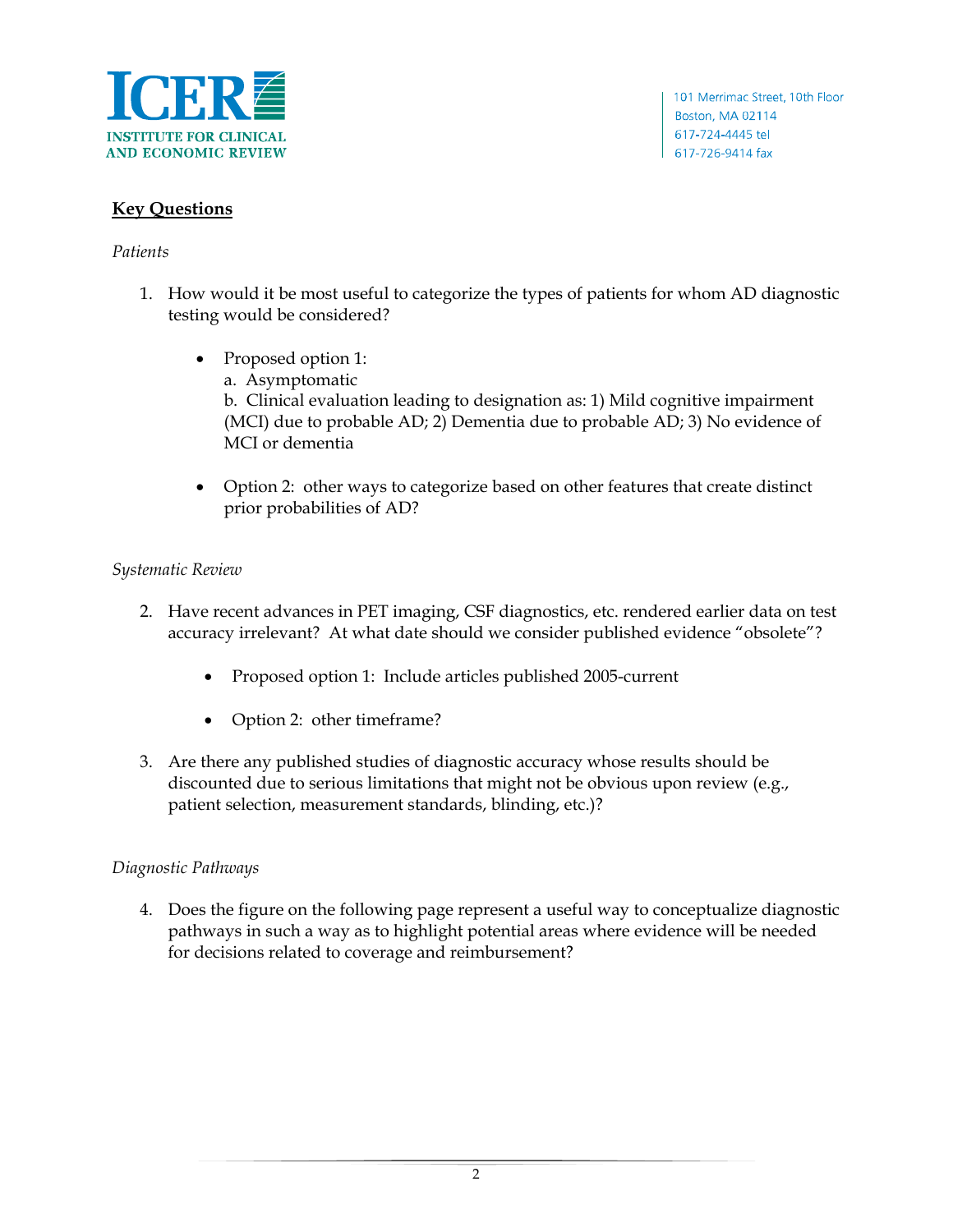## Key Questions

*Patients*

1. How would it be most useful to categorize the types of patients for whom AD diagnostic testing would be considered?

   - Proposed option 1:
     a. Asymptomatic
     b. Clinical evaluation leading to designation as: 1) Mild cognitive impairment (MCI) due to probable AD; 2) Dementia due to probable AD; 3) No evidence of MCI or dementia

   - Option 2: other ways to categorize based on other features that create distinct prior probabilities of AD?

*Systematic Review*

2. Have recent advances in PET imaging, CSF diagnostics, etc. rendered earlier data on test accuracy irrelevant? At what date should we consider published evidence "obsolete"?

   - Proposed option 1: Include articles published 2005-current

   - Option 2: other timeframe?

3. Are there any published studies of diagnostic accuracy whose results should be discounted due to serious limitations that might not be obvious upon review (e.g., patient selection, measurement standards, blinding, etc.)?

*Diagnostic Pathways*

4. Does the figure on the following page represent a useful way to conceptualize diagnostic pathways in such a way as to highlight potential areas where evidence will be needed for decisions related to coverage and reimbursement?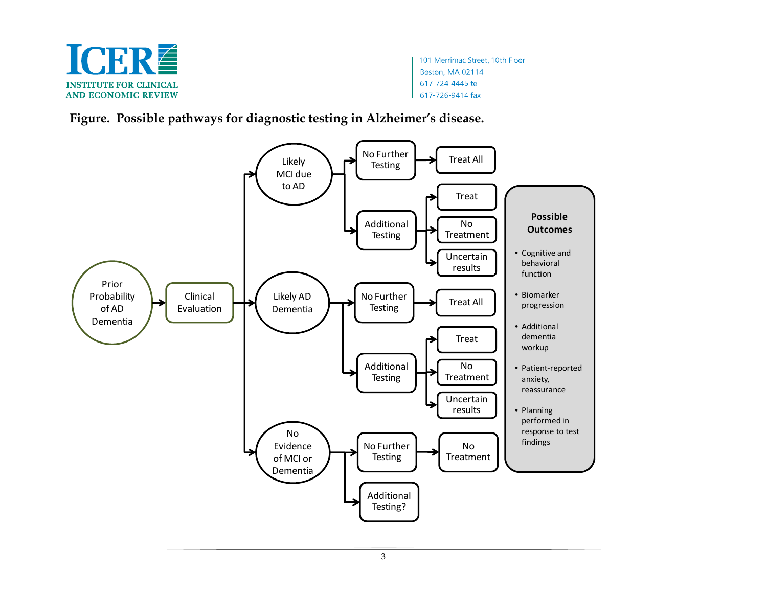**Figure. Possible pathways for diagnostic testing in Alzheimer's disease.**

Prior Probability of AD Dementia → Clinical Evaluation →

- Likely MCI due to AD
  - No Further Testing → Treat All
  - Additional Testing → Treat / No Treatment / Uncertain results
- Likely AD Dementia
  - No Further Testing → Treat All
  - Additional Testing → Treat / No Treatment / Uncertain results
- No Evidence of MCI or Dementia
  - No Further Testing → No Treatment
  - Additional Testing?

**Possible Outcomes**

- Cognitive and behavioral function
- Biomarker progression
- Additional dementia workup
- Patient-reported anxiety, reassurance
- Planning performed in response to test findings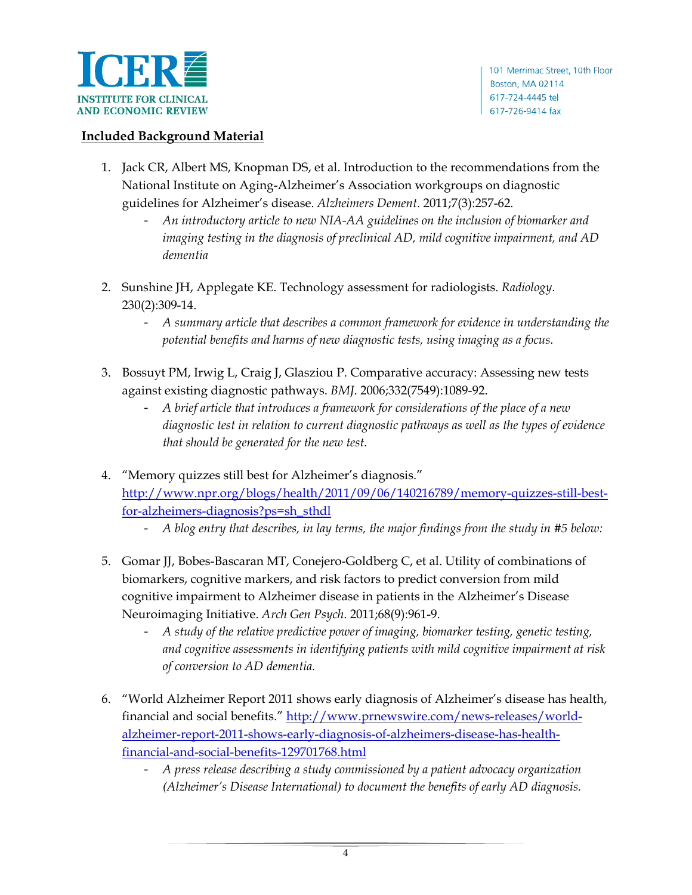## Included Background Material

1. Jack CR, Albert MS, Knopman DS, et al. Introduction to the recommendations from the National Institute on Aging-Alzheimer's Association workgroups on diagnostic guidelines for Alzheimer's disease. *Alzheimers Dement*. 2011;7(3):257-62.
   - *An introductory article to new NIA-AA guidelines on the inclusion of biomarker and imaging testing in the diagnosis of preclinical AD, mild cognitive impairment, and AD dementia*

2. Sunshine JH, Applegate KE. Technology assessment for radiologists. *Radiology*. 230(2):309-14.
   - *A summary article that describes a common framework for evidence in understanding the potential benefits and harms of new diagnostic tests, using imaging as a focus.*

3. Bossuyt PM, Irwig L, Craig J, Glasziou P. Comparative accuracy: Assessing new tests against existing diagnostic pathways. *BMJ*. 2006;332(7549):1089-92.
   - *A brief article that introduces a framework for considerations of the place of a new diagnostic test in relation to current diagnostic pathways as well as the types of evidence that should be generated for the new test.*

4. "Memory quizzes still best for Alzheimer's diagnosis." [http://www.npr.org/blogs/health/2011/09/06/140216789/memory-quizzes-still-best-for-alzheimers-diagnosis?ps=sh_sthdl](http://www.npr.org/blogs/health/2011/09/06/140216789/memory-quizzes-still-best-for-alzheimers-diagnosis?ps=sh_sthdl)
   - *A blog entry that describes, in lay terms, the major findings from the study in #5 below:*

5. Gomar JJ, Bobes-Bascaran MT, Conejero-Goldberg C, et al. Utility of combinations of biomarkers, cognitive markers, and risk factors to predict conversion from mild cognitive impairment to Alzheimer disease in patients in the Alzheimer's Disease Neuroimaging Initiative. *Arch Gen Psych*. 2011;68(9):961-9.
   - *A study of the relative predictive power of imaging, biomarker testing, genetic testing, and cognitive assessments in identifying patients with mild cognitive impairment at risk of conversion to AD dementia.*

6. "World Alzheimer Report 2011 shows early diagnosis of Alzheimer's disease has health, financial and social benefits." [http://www.prnewswire.com/news-releases/world-alzheimer-report-2011-shows-early-diagnosis-of-alzheimers-disease-has-health-financial-and-social-benefits-129701768.html](http://www.prnewswire.com/news-releases/world-alzheimer-report-2011-shows-early-diagnosis-of-alzheimers-disease-has-health-financial-and-social-benefits-129701768.html)
   - *A press release describing a study commissioned by a patient advocacy organization (Alzheimer's Disease International) to document the benefits of early AD diagnosis.*